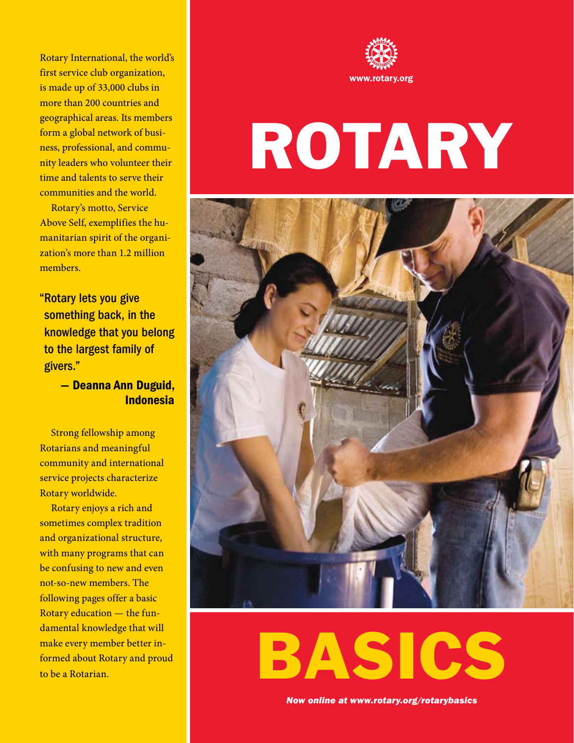www.rotary.org

# ROTARY BASICS

*Now online at www.rotary.org/rotarybasics*

Rotary International, the world's first service club organization, is made up of 33,000 clubs in more than 200 countries and geographical areas. Its members form a global network of business, professional, and community leaders who volunteer their time and talents to serve their communities and the world.

Rotary's motto, Service Above Self, exemplifies the humanitarian spirit of the organization's more than 1.2 million members.

> "Rotary lets you give something back, in the knowledge that you belong to the largest family of givers."
>
> **— Deanna Ann Duguid, Indonesia**

Strong fellowship among Rotarians and meaningful community and international service projects characterize Rotary worldwide.

Rotary enjoys a rich and sometimes complex tradition and organizational structure, with many programs that can be confusing to new and even not-so-new members. The following pages offer a basic Rotary education — the fundamental knowledge that will make every member better informed about Rotary and proud to be a Rotarian.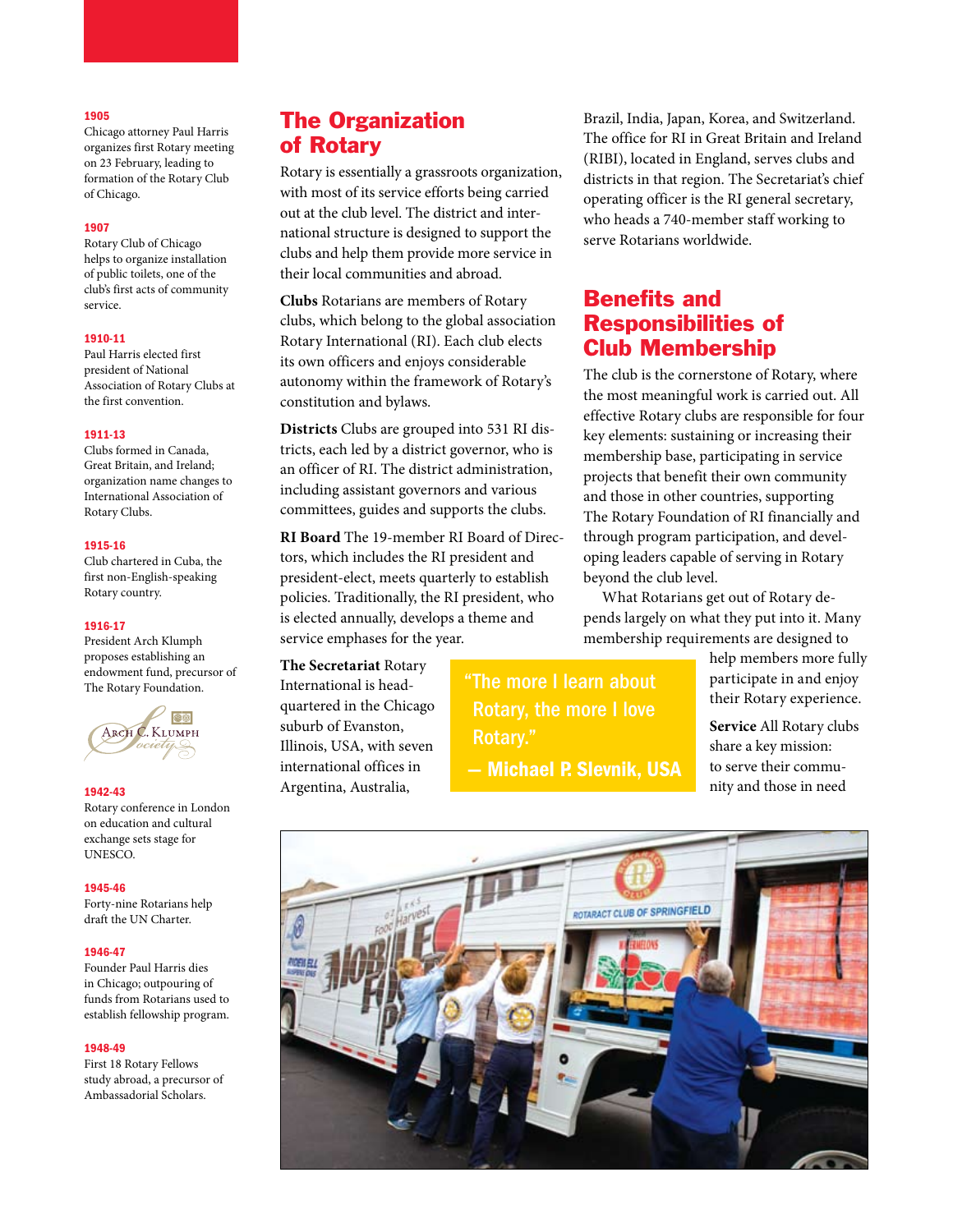**1905**
Chicago attorney Paul Harris organizes first Rotary meeting on 23 February, leading to formation of the Rotary Club of Chicago.

**1907**
Rotary Club of Chicago helps to organize installation of public toilets, one of the club's first acts of community service.

**1910-11**
Paul Harris elected first president of National Association of Rotary Clubs at the first convention.

**1911-13**
Clubs formed in Canada, Great Britain, and Ireland; organization name changes to International Association of Rotary Clubs.

**1915-16**
Club chartered in Cuba, the first non-English-speaking Rotary country.

**1916-17**
President Arch Klumph proposes establishing an endowment fund, precursor of The Rotary Foundation.

Arch C. Klumph Society

**1942-43**
Rotary conference in London on education and cultural exchange sets stage for UNESCO.

**1945-46**
Forty-nine Rotarians help draft the UN Charter.

**1946-47**
Founder Paul Harris dies in Chicago; outpouring of funds from Rotarians used to establish fellowship program.

**1948-49**
First 18 Rotary Fellows study abroad, a precursor of Ambassadorial Scholars.

## The Organization of Rotary

Rotary is essentially a grassroots organization, with most of its service efforts being carried out at the club level. The district and international structure is designed to support the clubs and help them provide more service in their local communities and abroad.

**Clubs** Rotarians are members of Rotary clubs, which belong to the global association Rotary International (RI). Each club elects its own officers and enjoys considerable autonomy within the framework of Rotary's constitution and bylaws.

**Districts** Clubs are grouped into 531 RI districts, each led by a district governor, who is an officer of RI. The district administration, including assistant governors and various committees, guides and supports the clubs.

**RI Board** The 19-member RI Board of Directors, which includes the RI president and president-elect, meets quarterly to establish policies. Traditionally, the RI president, who is elected annually, develops a theme and service emphases for the year.

**The Secretariat** Rotary International is headquartered in the Chicago suburb of Evanston, Illinois, USA, with seven international offices in Argentina, Australia, Brazil, India, Japan, Korea, and Switzerland. The office for RI in Great Britain and Ireland (RIBI), located in England, serves clubs and districts in that region. The Secretariat's chief operating officer is the RI general secretary, who heads a 740-member staff working to serve Rotarians worldwide.

> "The more I learn about Rotary, the more I love Rotary."
> — Michael P. Slevnik, USA

## Benefits and Responsibilities of Club Membership

The club is the cornerstone of Rotary, where the most meaningful work is carried out. All effective Rotary clubs are responsible for four key elements: sustaining or increasing their membership base, participating in service projects that benefit their own community and those in other countries, supporting The Rotary Foundation of RI financially and through program participation, and developing leaders capable of serving in Rotary beyond the club level.

What Rotarians get out of Rotary depends largely on what they put into it. Many membership requirements are designed to help members more fully participate in and enjoy their Rotary experience.

**Service** All Rotary clubs share a key mission: to serve their community and those in need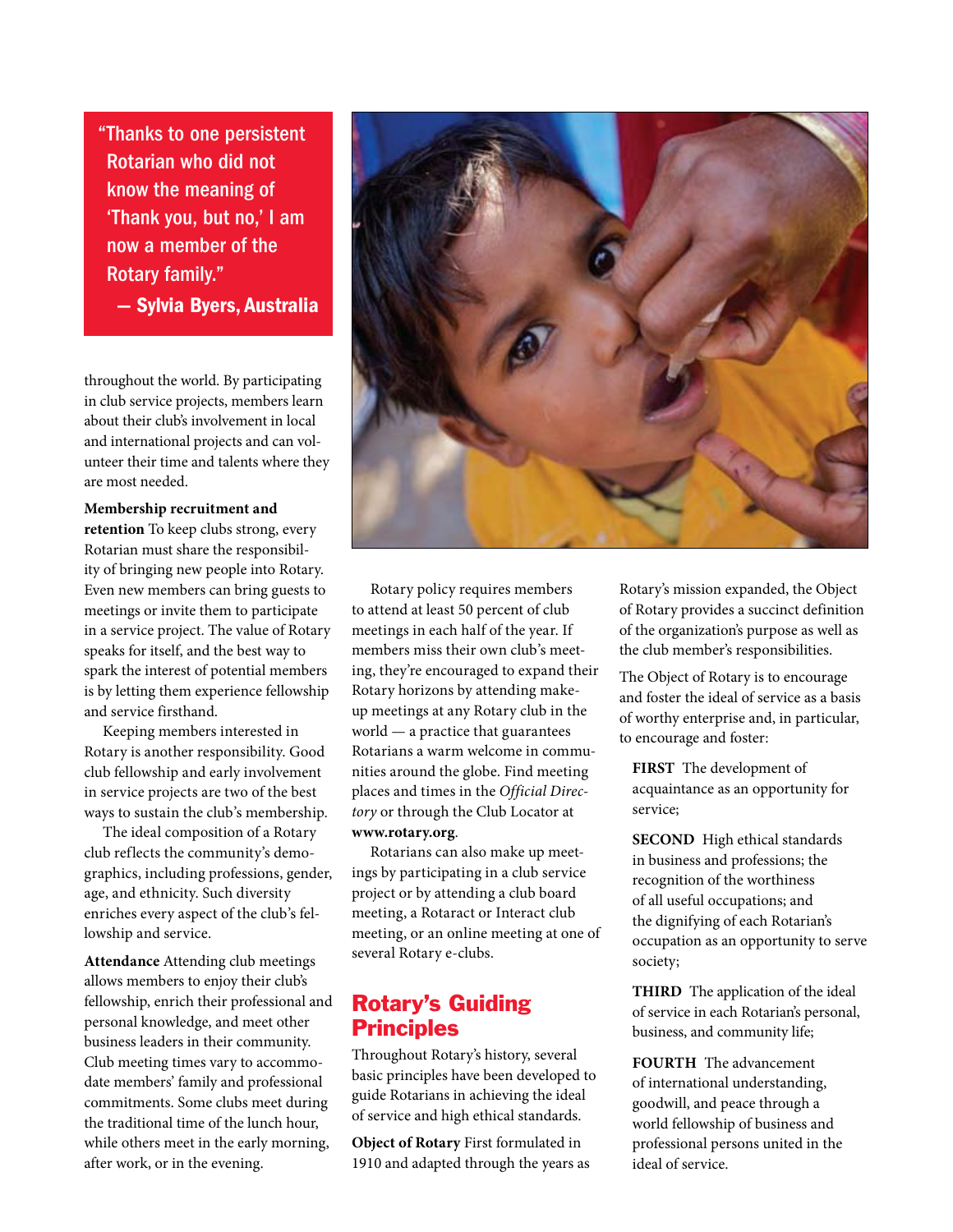> "Thanks to one persistent Rotarian who did not know the meaning of 'Thank you, but no,' I am now a member of the Rotary family."
> — Sylvia Byers, Australia

throughout the world. By participating in club service projects, members learn about their club's involvement in local and international projects and can volunteer their time and talents where they are most needed.

**Membership recruitment and retention** To keep clubs strong, every Rotarian must share the responsibility of bringing new people into Rotary. Even new members can bring guests to meetings or invite them to participate in a service project. The value of Rotary speaks for itself, and the best way to spark the interest of potential members is by letting them experience fellowship and service firsthand.

Keeping members interested in Rotary is another responsibility. Good club fellowship and early involvement in service projects are two of the best ways to sustain the club's membership.

The ideal composition of a Rotary club reflects the community's demographics, including professions, gender, age, and ethnicity. Such diversity enriches every aspect of the club's fellowship and service.

**Attendance** Attending club meetings allows members to enjoy their club's fellowship, enrich their professional and personal knowledge, and meet other business leaders in their community. Club meeting times vary to accommodate members' family and professional commitments. Some clubs meet during the traditional time of the lunch hour, while others meet in the early morning, after work, or in the evening.

Rotary policy requires members to attend at least 50 percent of club meetings in each half of the year. If members miss their own club's meeting, they're encouraged to expand their Rotary horizons by attending makeup meetings at any Rotary club in the world — a practice that guarantees Rotarians a warm welcome in communities around the globe. Find meeting places and times in the *Official Directory* or through the Club Locator at **www.rotary.org**.

Rotarians can also make up meetings by participating in a club service project or by attending a club board meeting, a Rotaract or Interact club meeting, or an online meeting at one of several Rotary e-clubs.

## Rotary's Guiding Principles

Throughout Rotary's history, several basic principles have been developed to guide Rotarians in achieving the ideal of service and high ethical standards.

**Object of Rotary** First formulated in 1910 and adapted through the years as Rotary's mission expanded, the Object of Rotary provides a succinct definition of the organization's purpose as well as the club member's responsibilities.

The Object of Rotary is to encourage and foster the ideal of service as a basis of worthy enterprise and, in particular, to encourage and foster:

**FIRST** The development of acquaintance as an opportunity for service;

**SECOND** High ethical standards in business and professions; the recognition of the worthiness of all useful occupations; and the dignifying of each Rotarian's occupation as an opportunity to serve society;

**THIRD** The application of the ideal of service in each Rotarian's personal, business, and community life;

**FOURTH** The advancement of international understanding, goodwill, and peace through a world fellowship of business and professional persons united in the ideal of service.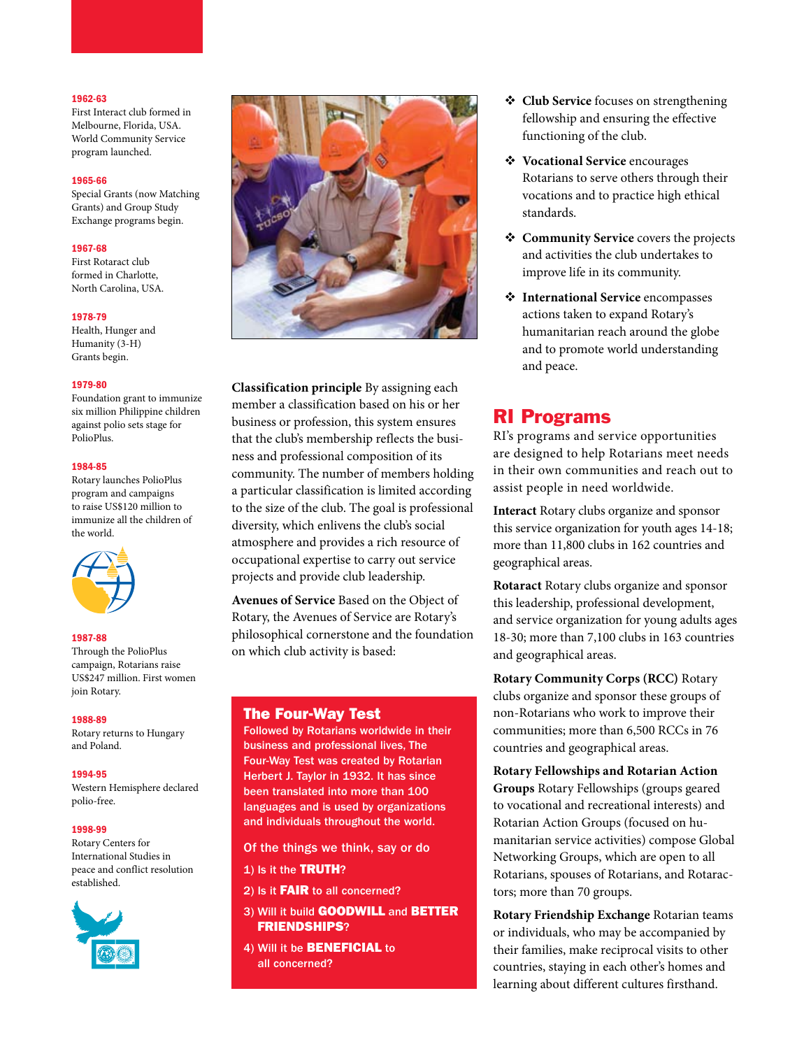**1962-63**
First Interact club formed in Melbourne, Florida, USA. World Community Service program launched.

**1965-66**
Special Grants (now Matching Grants) and Group Study Exchange programs begin.

**1967-68**
First Rotaract club formed in Charlotte, North Carolina, USA.

**1978-79**
Health, Hunger and Humanity (3-H) Grants begin.

**1979-80**
Foundation grant to immunize six million Philippine children against polio sets stage for PolioPlus.

**1984-85**
Rotary launches PolioPlus program and campaigns to raise US$120 million to immunize all the children of the world.

**1987-88**
Through the PolioPlus campaign, Rotarians raise US$247 million. First women join Rotary.

**1988-89**
Rotary returns to Hungary and Poland.

**1994-95**
Western Hemisphere declared polio-free.

**1998-99**
Rotary Centers for International Studies in peace and conflict resolution established.

**Classification principle** By assigning each member a classification based on his or her business or profession, this system ensures that the club's membership reflects the business and professional composition of its community. The number of members holding a particular classification is limited according to the size of the club. The goal is professional diversity, which enlivens the club's social atmosphere and provides a rich resource of occupational expertise to carry out service projects and provide club leadership.

**Avenues of Service** Based on the Object of Rotary, the Avenues of Service are Rotary's philosophical cornerstone and the foundation on which club activity is based:

- **Club Service** focuses on strengthening fellowship and ensuring the effective functioning of the club.
- **Vocational Service** encourages Rotarians to serve others through their vocations and to practice high ethical standards.
- **Community Service** covers the projects and activities the club undertakes to improve life in its community.
- **International Service** encompasses actions taken to expand Rotary's humanitarian reach around the globe and to promote world understanding and peace.

### The Four-Way Test

Followed by Rotarians worldwide in their business and professional lives, The Four-Way Test was created by Rotarian Herbert J. Taylor in 1932. It has since been translated into more than 100 languages and is used by organizations and individuals throughout the world.

Of the things we think, say or do

1) Is it the **TRUTH**?
2) Is it **FAIR** to all concerned?
3) Will it build **GOODWILL** and **BETTER FRIENDSHIPS**?
4) Will it be **BENEFICIAL** to all concerned?

## RI Programs

RI's programs and service opportunities are designed to help Rotarians meet needs in their own communities and reach out to assist people in need worldwide.

**Interact** Rotary clubs organize and sponsor this service organization for youth ages 14-18; more than 11,800 clubs in 162 countries and geographical areas.

**Rotaract** Rotary clubs organize and sponsor this leadership, professional development, and service organization for young adults ages 18-30; more than 7,100 clubs in 163 countries and geographical areas.

**Rotary Community Corps (RCC)** Rotary clubs organize and sponsor these groups of non-Rotarians who work to improve their communities; more than 6,500 RCCs in 76 countries and geographical areas.

**Rotary Fellowships and Rotarian Action Groups** Rotary Fellowships (groups geared to vocational and recreational interests) and Rotarian Action Groups (focused on humanitarian service activities) compose Global Networking Groups, which are open to all Rotarians, spouses of Rotarians, and Rotaractors; more than 70 groups.

**Rotary Friendship Exchange** Rotarian teams or individuals, who may be accompanied by their families, make reciprocal visits to other countries, staying in each other's homes and learning about different cultures firsthand.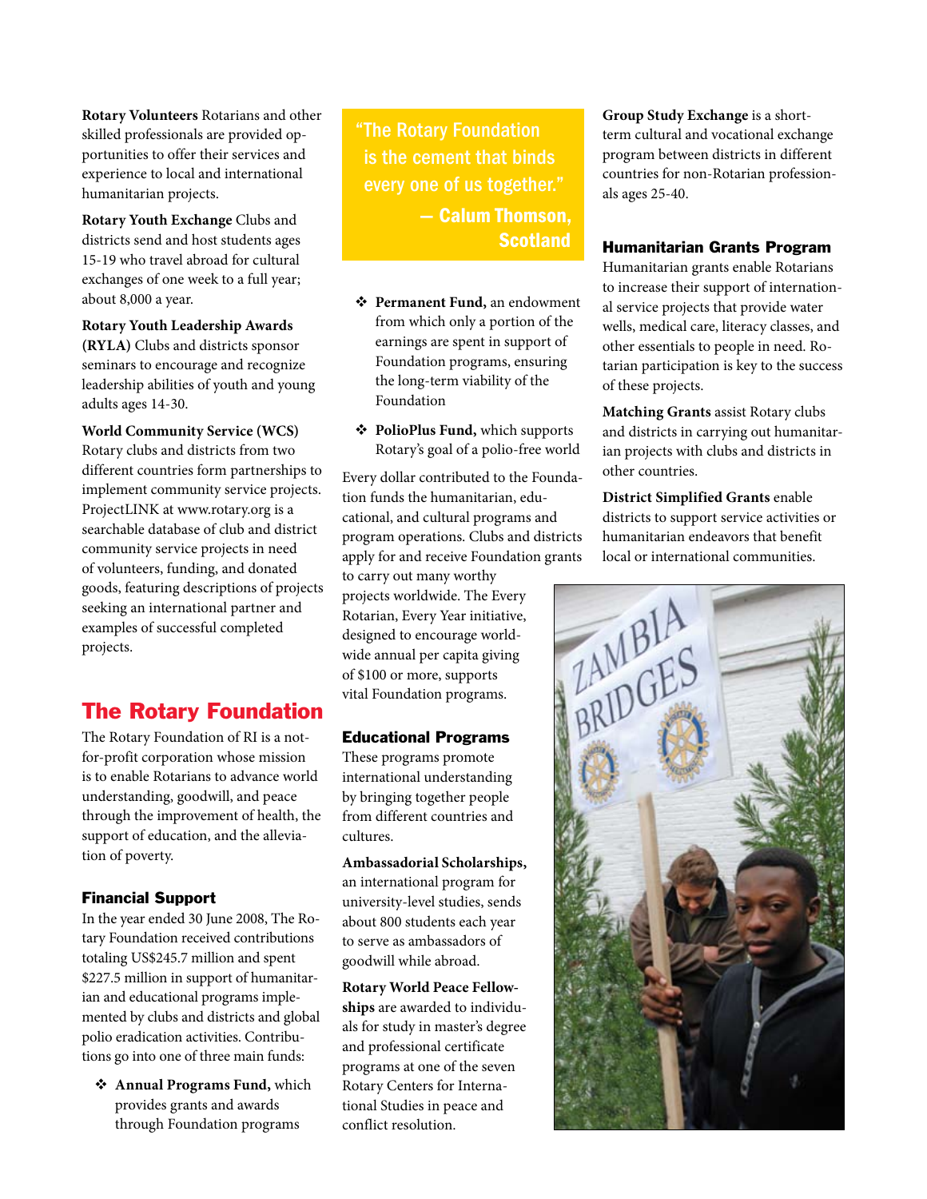**Rotary Volunteers** Rotarians and other skilled professionals are provided opportunities to offer their services and experience to local and international humanitarian projects.

**Rotary Youth Exchange** Clubs and districts send and host students ages 15-19 who travel abroad for cultural exchanges of one week to a full year; about 8,000 a year.

**Rotary Youth Leadership Awards (RYLA)** Clubs and districts sponsor seminars to encourage and recognize leadership abilities of youth and young adults ages 14-30.

**World Community Service (WCS)** Rotary clubs and districts from two different countries form partnerships to implement community service projects. ProjectLINK at www.rotary.org is a searchable database of club and district community service projects in need of volunteers, funding, and donated goods, featuring descriptions of projects seeking an international partner and examples of successful completed projects.

## The Rotary Foundation

The Rotary Foundation of RI is a not-for-profit corporation whose mission is to enable Rotarians to advance world understanding, goodwill, and peace through the improvement of health, the support of education, and the alleviation of poverty.

### Financial Support

In the year ended 30 June 2008, The Rotary Foundation received contributions totaling US$245.7 million and spent $227.5 million in support of humanitarian and educational programs implemented by clubs and districts and global polio eradication activities. Contributions go into one of three main funds:

- **Annual Programs Fund,** which provides grants and awards through Foundation programs
- **Permanent Fund,** an endowment from which only a portion of the earnings are spent in support of Foundation programs, ensuring the long-term viability of the Foundation
- **PolioPlus Fund,** which supports Rotary's goal of a polio-free world

Every dollar contributed to the Foundation funds the humanitarian, educational, and cultural programs and program operations. Clubs and districts apply for and receive Foundation grants to carry out many worthy projects worldwide. The Every Rotarian, Every Year initiative, designed to encourage worldwide annual per capita giving of $100 or more, supports vital Foundation programs.

> "The Rotary Foundation is the cement that binds every one of us together."
> — Calum Thomson, Scotland

### Educational Programs

These programs promote international understanding by bringing together people from different countries and cultures.

**Ambassadorial Scholarships,** an international program for university-level studies, sends about 800 students each year to serve as ambassadors of goodwill while abroad.

**Rotary World Peace Fellowships** are awarded to individuals for study in master's degree and professional certificate programs at one of the seven Rotary Centers for International Studies in peace and conflict resolution.

**Group Study Exchange** is a short-term cultural and vocational exchange program between districts in different countries for non-Rotarian professionals ages 25-40.

### Humanitarian Grants Program

Humanitarian grants enable Rotarians to increase their support of international service projects that provide water wells, medical care, literacy classes, and other essentials to people in need. Rotarian participation is key to the success of these projects.

**Matching Grants** assist Rotary clubs and districts in carrying out humanitarian projects with clubs and districts in other countries.

**District Simplified Grants** enable districts to support service activities or humanitarian endeavors that benefit local or international communities.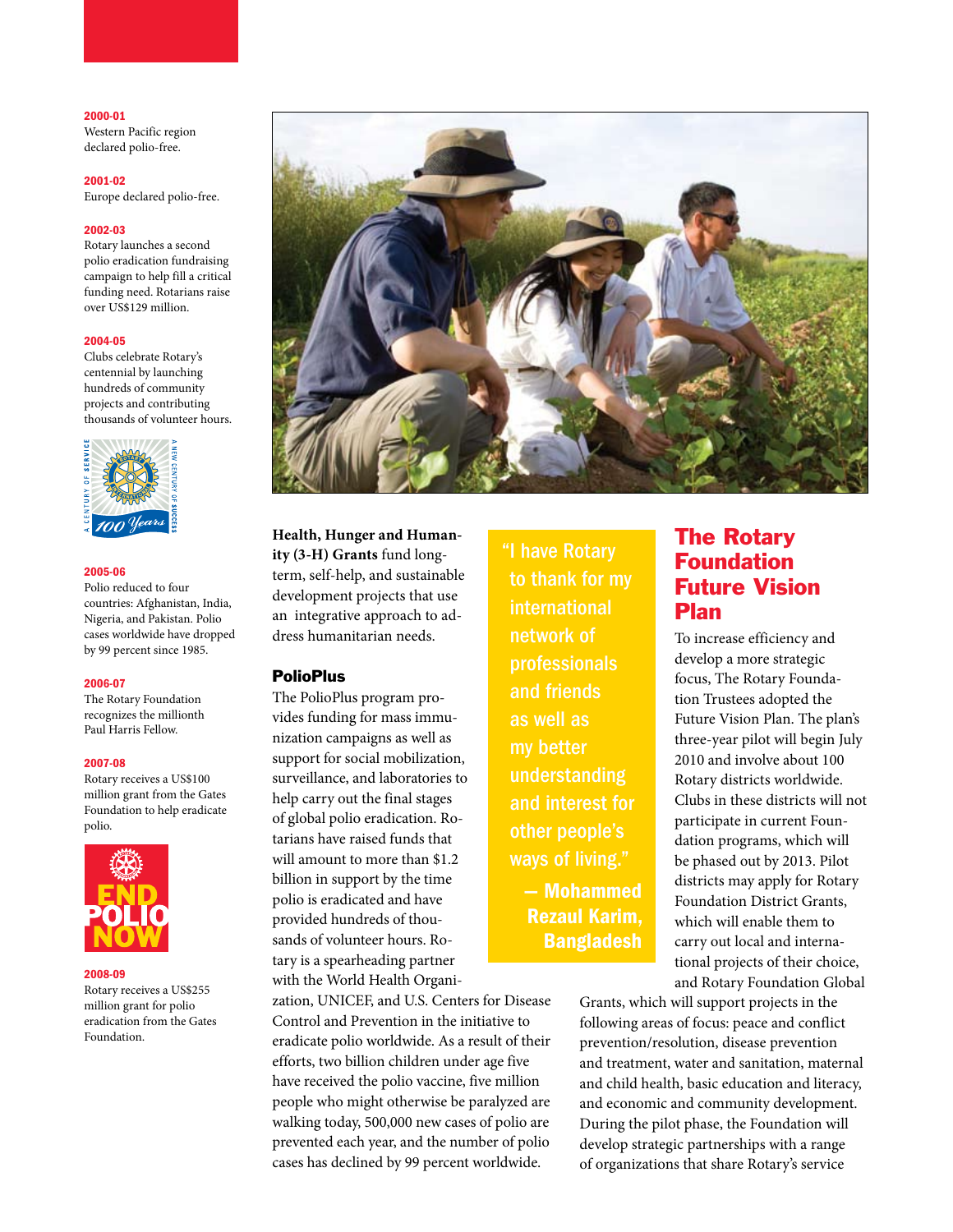**2000-01**
Western Pacific region declared polio-free.

**2001-02**
Europe declared polio-free.

**2002-03**
Rotary launches a second polio eradication fundraising campaign to help fill a critical funding need. Rotarians raise over US$129 million.

**2004-05**
Clubs celebrate Rotary's centennial by launching hundreds of community projects and contributing thousands of volunteer hours.

**2005-06**
Polio reduced to four countries: Afghanistan, India, Nigeria, and Pakistan. Polio cases worldwide have dropped by 99 percent since 1985.

**2006-07**
The Rotary Foundation recognizes the millionth Paul Harris Fellow.

**2007-08**
Rotary receives a US$100 million grant from the Gates Foundation to help eradicate polio.

**2008-09**
Rotary receives a US$255 million grant for polio eradication from the Gates Foundation.

**Health, Hunger and Humanity (3-H) Grants** fund long-term, self-help, and sustainable development projects that use an integrative approach to address humanitarian needs.

### PolioPlus

The PolioPlus program provides funding for mass immunization campaigns as well as support for social mobilization, surveillance, and laboratories to help carry out the final stages of global polio eradication. Rotarians have raised funds that will amount to more than $1.2 billion in support by the time polio is eradicated and have provided hundreds of thousands of volunteer hours. Rotary is a spearheading partner with the World Health Organization, UNICEF, and U.S. Centers for Disease Control and Prevention in the initiative to eradicate polio worldwide. As a result of their efforts, two billion children under age five have received the polio vaccine, five million people who might otherwise be paralyzed are walking today, 500,000 new cases of polio are prevented each year, and the number of polio cases has declined by 99 percent worldwide.

> "I have Rotary to thank for my international network of professionals and friends as well as my better understanding and interest for other people's ways of living."
> — Mohammed Rezaul Karim, Bangladesh

## The Rotary Foundation Future Vision Plan

To increase efficiency and develop a more strategic focus, The Rotary Foundation Trustees adopted the Future Vision Plan. The plan's three-year pilot will begin July 2010 and involve about 100 Rotary districts worldwide. Clubs in these districts will not participate in current Foundation programs, which will be phased out by 2013. Pilot districts may apply for Rotary Foundation District Grants, which will enable them to carry out local and international projects of their choice, and Rotary Foundation Global Grants, which will support projects in the following areas of focus: peace and conflict prevention/resolution, disease prevention and treatment, water and sanitation, maternal and child health, basic education and literacy, and economic and community development. During the pilot phase, the Foundation will develop strategic partnerships with a range of organizations that share Rotary's service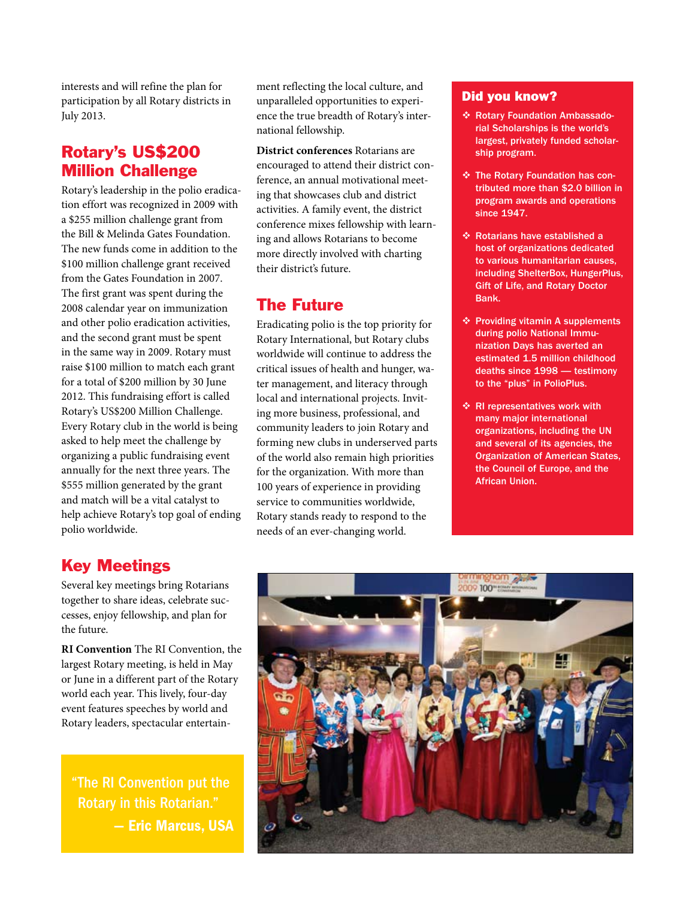interests and will refine the plan for participation by all Rotary districts in July 2013.

## Rotary's US$200 Million Challenge

Rotary's leadership in the polio eradication effort was recognized in 2009 with a $255 million challenge grant from the Bill & Melinda Gates Foundation. The new funds come in addition to the $100 million challenge grant received from the Gates Foundation in 2007. The first grant was spent during the 2008 calendar year on immunization and other polio eradication activities, and the second grant must be spent in the same way in 2009. Rotary must raise $100 million to match each grant for a total of $200 million by 30 June 2012. This fundraising effort is called Rotary's US$200 Million Challenge. Every Rotary club in the world is being asked to help meet the challenge by organizing a public fundraising event annually for the next three years. The $555 million generated by the grant and match will be a vital catalyst to help achieve Rotary's top goal of ending polio worldwide.

## Key Meetings

Several key meetings bring Rotarians together to share ideas, celebrate successes, enjoy fellowship, and plan for the future.

**RI Convention** The RI Convention, the largest Rotary meeting, is held in May or June in a different part of the Rotary world each year. This lively, four-day event features speeches by world and Rotary leaders, spectacular entertainment reflecting the local culture, and unparalleled opportunities to experience the true breadth of Rotary's international fellowship.

**District conferences** Rotarians are encouraged to attend their district conference, an annual motivational meeting that showcases club and district activities. A family event, the district conference mixes fellowship with learning and allows Rotarians to become more directly involved with charting their district's future.

## The Future

Eradicating polio is the top priority for Rotary International, but Rotary clubs worldwide will continue to address the critical issues of health and hunger, water management, and literacy through local and international projects. Inviting more business, professional, and community leaders to join Rotary and forming new clubs in underserved parts of the world also remain high priorities for the organization. With more than 100 years of experience in providing service to communities worldwide, Rotary stands ready to respond to the needs of an ever-changing world.

### Did you know?

- Rotary Foundation Ambassadorial Scholarships is the world's largest, privately funded scholarship program.
- The Rotary Foundation has contributed more than $2.0 billion in program awards and operations since 1947.
- Rotarians have established a host of organizations dedicated to various humanitarian causes, including ShelterBox, HungerPlus, Gift of Life, and Rotary Doctor Bank.
- Providing vitamin A supplements during polio National Immunization Days has averted an estimated 1.5 million childhood deaths since 1998 — testimony to the "plus" in PolioPlus.
- RI representatives work with many major international organizations, including the UN and several of its agencies, the Organization of American States, the Council of Europe, and the African Union.

> "The RI Convention put the Rotary in this Rotarian."
> — Eric Marcus, USA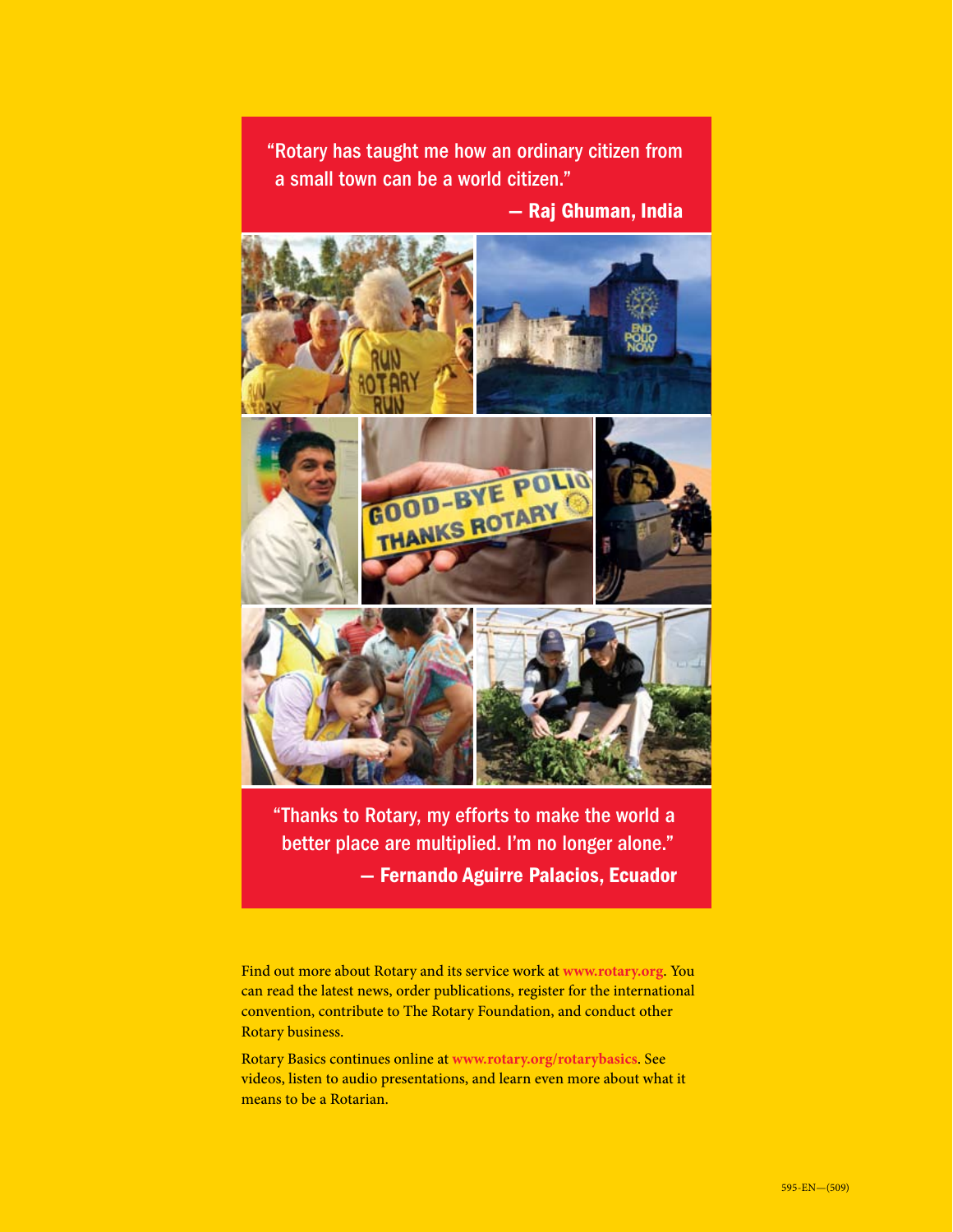"Rotary has taught me how an ordinary citizen from a small town can be a world citizen."

**— Raj Ghuman, India**

"Thanks to Rotary, my efforts to make the world a better place are multiplied. I'm no longer alone."

**— Fernando Aguirre Palacios, Ecuador**

Find out more about Rotary and its service work at **www.rotary.org**. You can read the latest news, order publications, register for the international convention, contribute to The Rotary Foundation, and conduct other Rotary business.

Rotary Basics continues online at **www.rotary.org/rotarybasics**. See videos, listen to audio presentations, and learn even more about what it means to be a Rotarian.

595-EN—(509)